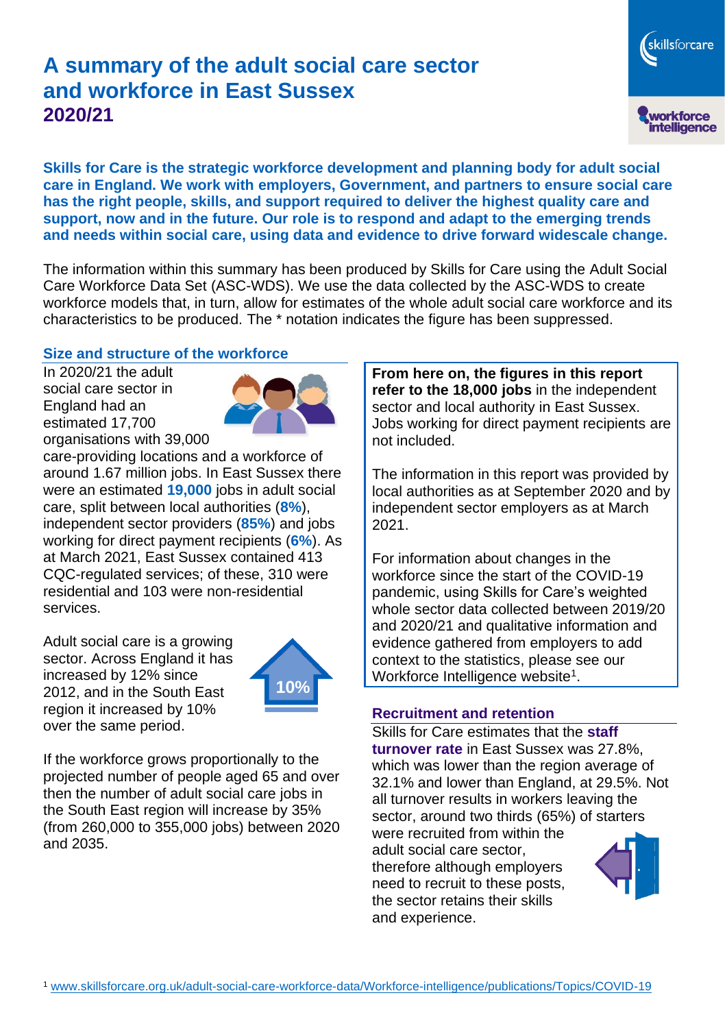# A summary of the adult social care sector and workforce in East Sussex 2020/21

**Skills for Care is the strategic workforce development and planning body for adult social care in England. We work with employers, Government, and partners to ensure social care has the right people, skills, and support required to deliver the highest quality care and support, now and in the future. Our role is to respond and adapt to the emerging trends and needs within social care, using data and evidence to drive forward widescale change.**

The information within this summary has been produced by Skills for Care using the Adult Social Care Workforce Data Set (ASC-WDS). We use the data collected by the ASC-WDS to create workforce models that, in turn, allow for estimates of the whole adult social care workforce and its characteristics to be produced. The * notation indicates the figure has been suppressed.

## Size and structure of the workforce

In 2020/21 the adult social care sector in England had an estimated 17,700 organisations with 39,000 care-providing locations and a workforce of around 1.67 million jobs. In East Sussex there were an estimated **19,000** jobs in adult social care, split between local authorities (**8%**), independent sector providers (**85%**) and jobs working for direct payment recipients (**6%**). As at March 2021, East Sussex contained 413 CQC-regulated services; of these, 310 were residential and 103 were non-residential services.

Adult social care is a growing sector. Across England it has increased by 12% since 2012, and in the South East region it increased by 10% over the same period.

10%

If the workforce grows proportionally to the projected number of people aged 65 and over then the number of adult social care jobs in the South East region will increase by 35% (from 260,000 to 355,000 jobs) between 2020 and 2035.

**From here on, the figures in this report refer to the 18,000 jobs** in the independent sector and local authority in East Sussex. Jobs working for direct payment recipients are not included.

The information in this report was provided by local authorities as at September 2020 and by independent sector employers as at March 2021.

For information about changes in the workforce since the start of the COVID-19 pandemic, using Skills for Care's weighted whole sector data collected between 2019/20 and 2020/21 and qualitative information and evidence gathered from employers to add context to the statistics, please see our Workforce Intelligence website[1].

## Recruitment and retention

Skills for Care estimates that the **staff turnover rate** in East Sussex was 27.8%, which was lower than the region average of 32.1% and lower than England, at 29.5%. Not all turnover results in workers leaving the sector, around two thirds (65%) of starters were recruited from within the adult social care sector, therefore although employers need to recruit to these posts, the sector retains their skills and experience.

[1] www.skillsforcare.org.uk/adult-social-care-workforce-data/Workforce-intelligence/publications/Topics/COVID-19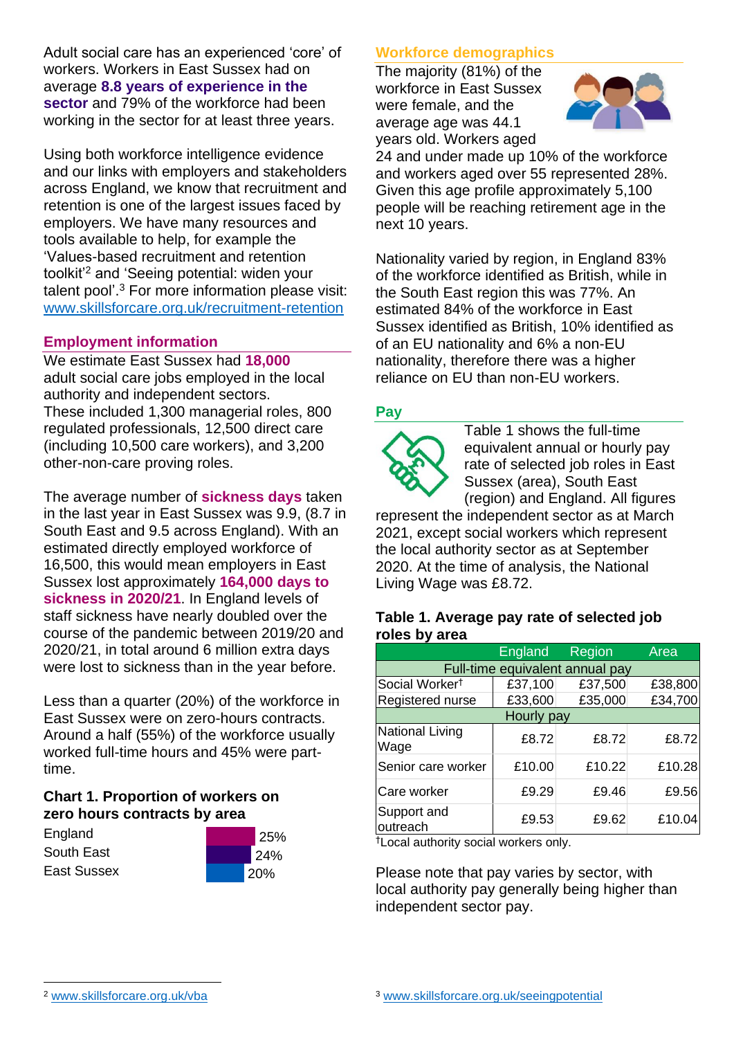Adult social care has an experienced 'core' of workers. Workers in East Sussex had on average **8.8 years of experience in the sector** and 79% of the workforce had been working in the sector for at least three years.

Using both workforce intelligence evidence and our links with employers and stakeholders across England, we know that recruitment and retention is one of the largest issues faced by employers. We have many resources and tools available to help, for example the 'Values-based recruitment and retention toolkit'[2] and 'Seeing potential: widen your talent pool'.[3] For more information please visit: www.skillsforcare.org.uk/recruitment-retention

## Employment information

We estimate East Sussex had **18,000** adult social care jobs employed in the local authority and independent sectors. These included 1,300 managerial roles, 800 regulated professionals, 12,500 direct care (including 10,500 care workers), and 3,200 other-non-care proving roles.

The average number of **sickness days** taken in the last year in East Sussex was 9.9, (8.7 in South East and 9.5 across England). With an estimated directly employed workforce of 16,500, this would mean employers in East Sussex lost approximately **164,000 days to sickness in 2020/21**. In England levels of staff sickness have nearly doubled over the course of the pandemic between 2019/20 and 2020/21, in total around 6 million extra days were lost to sickness than in the year before.

Less than a quarter (20%) of the workforce in East Sussex were on zero-hours contracts. Around a half (55%) of the workforce usually worked full-time hours and 45% were part-time.

### Chart 1. Proportion of workers on zero hours contracts by area

| Area | Proportion |
|---|---|
| England | 25% |
| South East | 24% |
| East Sussex | 20% |

## Workforce demographics

The majority (81%) of the workforce in East Sussex were female, and the average age was 44.1 years old. Workers aged 24 and under made up 10% of the workforce and workers aged over 55 represented 28%. Given this age profile approximately 5,100 people will be reaching retirement age in the next 10 years.

Nationality varied by region, in England 83% of the workforce identified as British, while in the South East region this was 77%. An estimated 84% of the workforce in East Sussex identified as British, 10% identified as of an EU nationality and 6% a non-EU nationality, therefore there was a higher reliance on EU than non-EU workers.

## Pay

Table 1 shows the full-time equivalent annual or hourly pay rate of selected job roles in East Sussex (area), South East (region) and England. All figures represent the independent sector as at March 2021, except social workers which represent the local authority sector as at September 2020. At the time of analysis, the National Living Wage was £8.72.

### Table 1. Average pay rate of selected job roles by area

| | England | Region | Area |
|---|---|---|---|
| **Full-time equivalent annual pay** | | | |
| Social Worker† | £37,100 | £37,500 | £38,800 |
| Registered nurse | £33,600 | £35,000 | £34,700 |
| **Hourly pay** | | | |
| National Living Wage | £8.72 | £8.72 | £8.72 |
| Senior care worker | £10.00 | £10.22 | £10.28 |
| Care worker | £9.29 | £9.46 | £9.56 |
| Support and outreach | £9.53 | £9.62 | £10.04 |

†Local authority social workers only.

Please note that pay varies by sector, with local authority pay generally being higher than independent sector pay.

[2] www.skillsforcare.org.uk/vba

[3] www.skillsforcare.org.uk/seeingpotential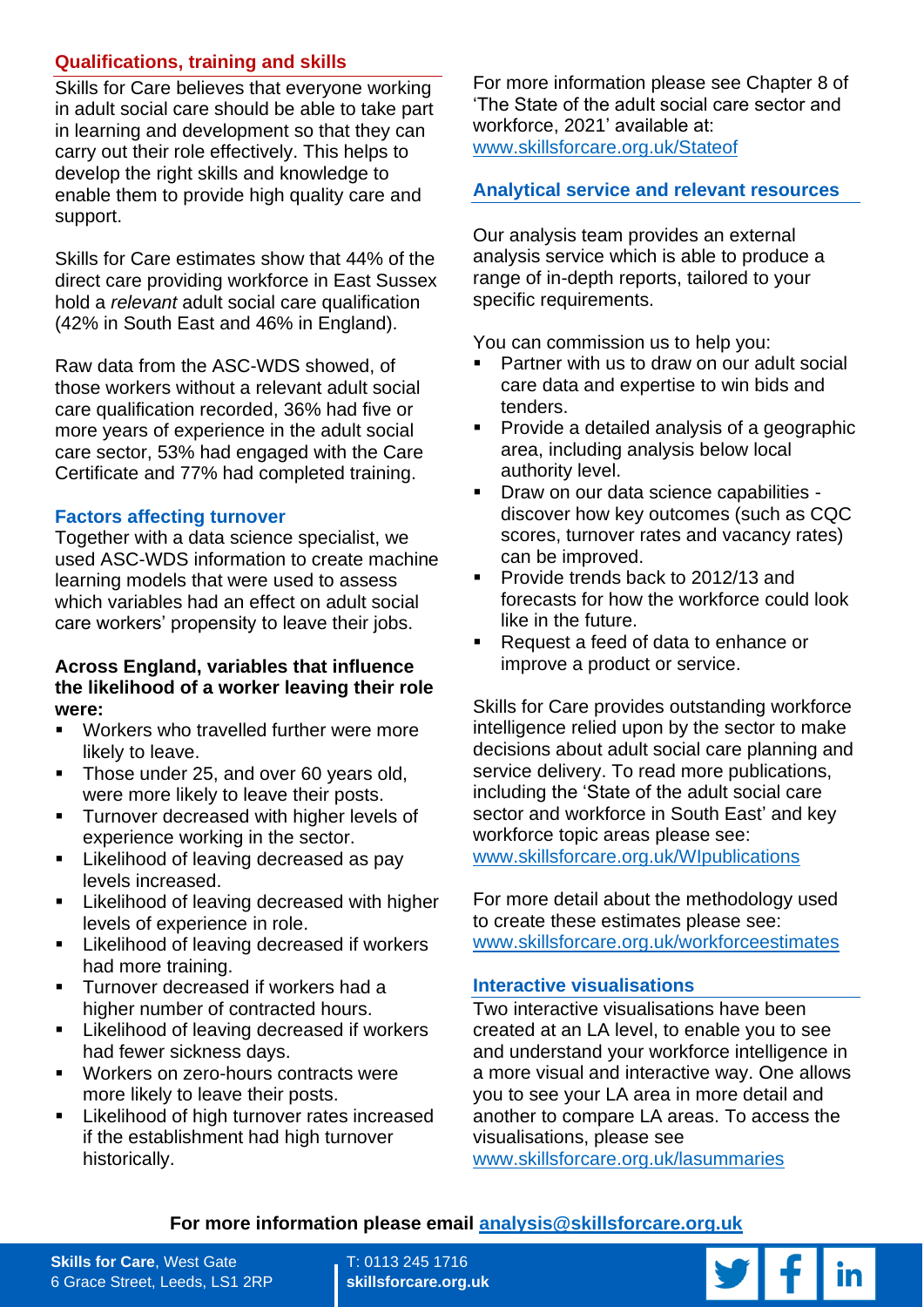## Qualifications, training and skills

Skills for Care believes that everyone working in adult social care should be able to take part in learning and development so that they can carry out their role effectively. This helps to develop the right skills and knowledge to enable them to provide high quality care and support.

Skills for Care estimates show that 44% of the direct care providing workforce in East Sussex hold a *relevant* adult social care qualification (42% in South East and 46% in England).

Raw data from the ASC-WDS showed, of those workers without a relevant adult social care qualification recorded, 36% had five or more years of experience in the adult social care sector, 53% had engaged with the Care Certificate and 77% had completed training.

## Factors affecting turnover

Together with a data science specialist, we used ASC-WDS information to create machine learning models that were used to assess which variables had an effect on adult social care workers' propensity to leave their jobs.

**Across England, variables that influence the likelihood of a worker leaving their role were:**

- Workers who travelled further were more likely to leave.
- Those under 25, and over 60 years old, were more likely to leave their posts.
- Turnover decreased with higher levels of experience working in the sector.
- Likelihood of leaving decreased as pay levels increased.
- Likelihood of leaving decreased with higher levels of experience in role.
- Likelihood of leaving decreased if workers had more training.
- Turnover decreased if workers had a higher number of contracted hours.
- Likelihood of leaving decreased if workers had fewer sickness days.
- Workers on zero-hours contracts were more likely to leave their posts.
- Likelihood of high turnover rates increased if the establishment had high turnover historically.

For more information please see Chapter 8 of 'The State of the adult social care sector and workforce, 2021' available at: www.skillsforcare.org.uk/Stateof

## Analytical service and relevant resources

Our analysis team provides an external analysis service which is able to produce a range of in-depth reports, tailored to your specific requirements.

You can commission us to help you:

- Partner with us to draw on our adult social care data and expertise to win bids and tenders.
- Provide a detailed analysis of a geographic area, including analysis below local authority level.
- Draw on our data science capabilities - discover how key outcomes (such as CQC scores, turnover rates and vacancy rates) can be improved.
- Provide trends back to 2012/13 and forecasts for how the workforce could look like in the future.
- Request a feed of data to enhance or improve a product or service.

Skills for Care provides outstanding workforce intelligence relied upon by the sector to make decisions about adult social care planning and service delivery. To read more publications, including the 'State of the adult social care sector and workforce in South East' and key workforce topic areas please see: www.skillsforcare.org.uk/WIpublications

For more detail about the methodology used to create these estimates please see: www.skillsforcare.org.uk/workforceestimates

## Interactive visualisations

Two interactive visualisations have been created at an LA level, to enable you to see and understand your workforce intelligence in a more visual and interactive way. One allows you to see your LA area in more detail and another to compare LA areas. To access the visualisations, please see www.skillsforcare.org.uk/lasummaries

**For more information please email analysis@skillsforcare.org.uk**

**Skills for Care**, West Gate
6 Grace Street, Leeds, LS1 2RP

T: 0113 245 1716
**skillsforcare.org.uk**